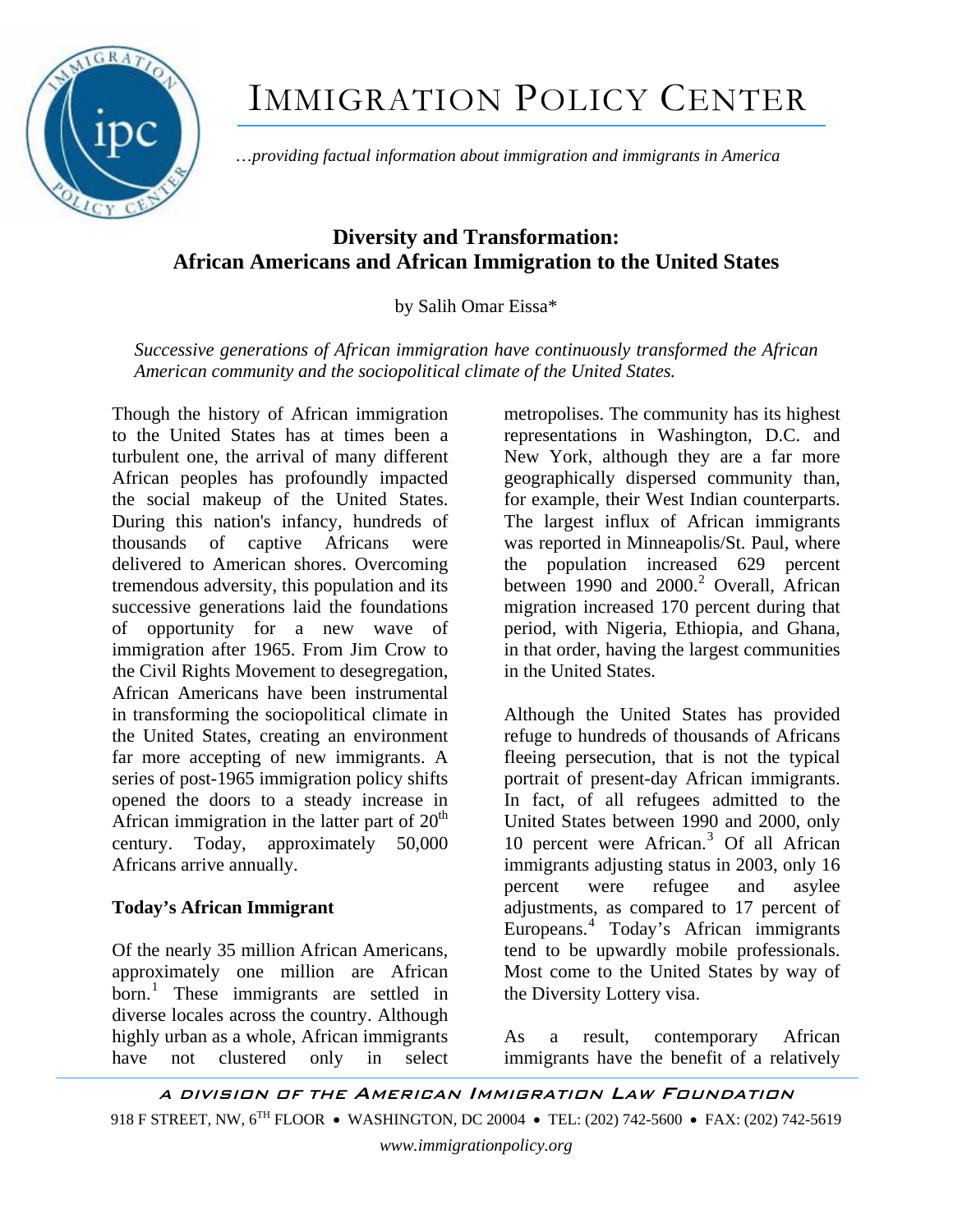# IMMIGRATION POLICY CENTER

*…providing factual information about immigration and immigrants in America*

## Diversity and Transformation: African Americans and African Immigration to the United States

by Salih Omar Eissa*

*Successive generations of African immigration have continuously transformed the African American community and the sociopolitical climate of the United States.*

Though the history of African immigration to the United States has at times been a turbulent one, the arrival of many different African peoples has profoundly impacted the social makeup of the United States. During this nation's infancy, hundreds of thousands of captive Africans were delivered to American shores. Overcoming tremendous adversity, this population and its successive generations laid the foundations of opportunity for a new wave of immigration after 1965. From Jim Crow to the Civil Rights Movement to desegregation, African Americans have been instrumental in transforming the sociopolitical climate in the United States, creating an environment far more accepting of new immigrants. A series of post-1965 immigration policy shifts opened the doors to a steady increase in African immigration in the latter part of 20th century. Today, approximately 50,000 Africans arrive annually.

### Today's African Immigrant

Of the nearly 35 million African Americans, approximately one million are African born.[1] These immigrants are settled in diverse locales across the country. Although highly urban as a whole, African immigrants have not clustered only in select metropolises. The community has its highest representations in Washington, D.C. and New York, although they are a far more geographically dispersed community than, for example, their West Indian counterparts. The largest influx of African immigrants was reported in Minneapolis/St. Paul, where the population increased 629 percent between 1990 and 2000.[2] Overall, African migration increased 170 percent during that period, with Nigeria, Ethiopia, and Ghana, in that order, having the largest communities in the United States.

Although the United States has provided refuge to hundreds of thousands of Africans fleeing persecution, that is not the typical portrait of present-day African immigrants. In fact, of all refugees admitted to the United States between 1990 and 2000, only 10 percent were African.[3] Of all African immigrants adjusting status in 2003, only 16 percent were refugee and asylee adjustments, as compared to 17 percent of Europeans.[4] Today's African immigrants tend to be upwardly mobile professionals. Most come to the United States by way of the Diversity Lottery visa.

As a result, contemporary African immigrants have the benefit of a relatively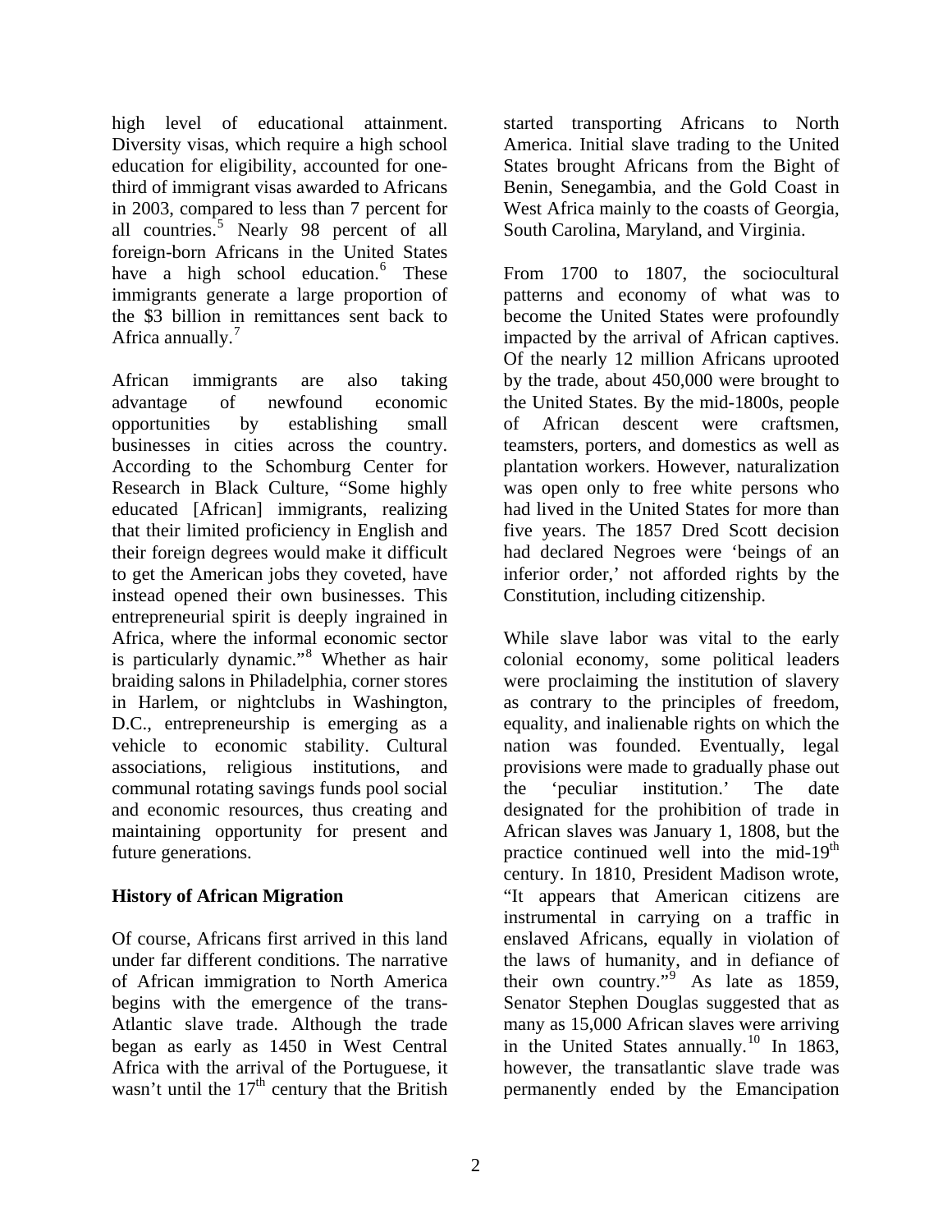high level of educational attainment. Diversity visas, which require a high school education for eligibility, accounted for one-third of immigrant visas awarded to Africans in 2003, compared to less than 7 percent for all countries.[5] Nearly 98 percent of all foreign-born Africans in the United States have a high school education.[6] These immigrants generate a large proportion of the $3 billion in remittances sent back to Africa annually.[7]

African immigrants are also taking advantage of newfound economic opportunities by establishing small businesses in cities across the country. According to the Schomburg Center for Research in Black Culture, "Some highly educated [African] immigrants, realizing that their limited proficiency in English and their foreign degrees would make it difficult to get the American jobs they coveted, have instead opened their own businesses. This entrepreneurial spirit is deeply ingrained in Africa, where the informal economic sector is particularly dynamic."[8] Whether as hair braiding salons in Philadelphia, corner stores in Harlem, or nightclubs in Washington, D.C., entrepreneurship is emerging as a vehicle to economic stability. Cultural associations, religious institutions, and communal rotating savings funds pool social and economic resources, thus creating and maintaining opportunity for present and future generations.

**History of African Migration**

Of course, Africans first arrived in this land under far different conditions. The narrative of African immigration to North America begins with the emergence of the trans-Atlantic slave trade. Although the trade began as early as 1450 in West Central Africa with the arrival of the Portuguese, it wasn't until the 17th century that the British started transporting Africans to North America. Initial slave trading to the United States brought Africans from the Bight of Benin, Senegambia, and the Gold Coast in West Africa mainly to the coasts of Georgia, South Carolina, Maryland, and Virginia.

From 1700 to 1807, the sociocultural patterns and economy of what was to become the United States were profoundly impacted by the arrival of African captives. Of the nearly 12 million Africans uprooted by the trade, about 450,000 were brought to the United States. By the mid-1800s, people of African descent were craftsmen, teamsters, porters, and domestics as well as plantation workers. However, naturalization was open only to free white persons who had lived in the United States for more than five years. The 1857 Dred Scott decision had declared Negroes were 'beings of an inferior order,' not afforded rights by the Constitution, including citizenship.

While slave labor was vital to the early colonial economy, some political leaders were proclaiming the institution of slavery as contrary to the principles of freedom, equality, and inalienable rights on which the nation was founded. Eventually, legal provisions were made to gradually phase out the 'peculiar institution.' The date designated for the prohibition of trade in African slaves was January 1, 1808, but the practice continued well into the mid-19th century. In 1810, President Madison wrote, "It appears that American citizens are instrumental in carrying on a traffic in enslaved Africans, equally in violation of the laws of humanity, and in defiance of their own country."[9] As late as 1859, Senator Stephen Douglas suggested that as many as 15,000 African slaves were arriving in the United States annually.[10] In 1863, however, the transatlantic slave trade was permanently ended by the Emancipation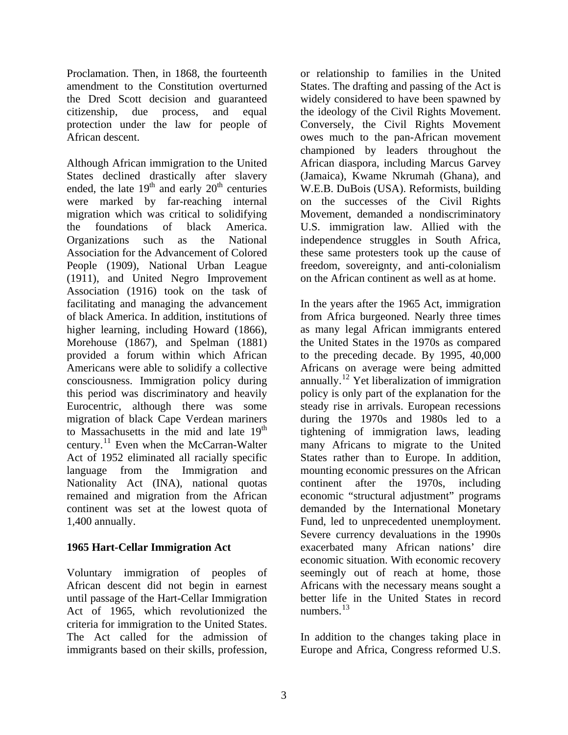Proclamation. Then, in 1868, the fourteenth amendment to the Constitution overturned the Dred Scott decision and guaranteed citizenship, due process, and equal protection under the law for people of African descent.

Although African immigration to the United States declined drastically after slavery ended, the late 19th and early 20th centuries were marked by far-reaching internal migration which was critical to solidifying the foundations of black America. Organizations such as the National Association for the Advancement of Colored People (1909), National Urban League (1911), and United Negro Improvement Association (1916) took on the task of facilitating and managing the advancement of black America. In addition, institutions of higher learning, including Howard (1866), Morehouse (1867), and Spelman (1881) provided a forum within which African Americans were able to solidify a collective consciousness. Immigration policy during this period was discriminatory and heavily Eurocentric, although there was some migration of black Cape Verdean mariners to Massachusetts in the mid and late 19th century.[11] Even when the McCarran-Walter Act of 1952 eliminated all racially specific language from the Immigration and Nationality Act (INA), national quotas remained and migration from the African continent was set at the lowest quota of 1,400 annually.

## 1965 Hart-Cellar Immigration Act

Voluntary immigration of peoples of African descent did not begin in earnest until passage of the Hart-Cellar Immigration Act of 1965, which revolutionized the criteria for immigration to the United States. The Act called for the admission of immigrants based on their skills, profession, or relationship to families in the United States. The drafting and passing of the Act is widely considered to have been spawned by the ideology of the Civil Rights Movement. Conversely, the Civil Rights Movement owes much to the pan-African movement championed by leaders throughout the African diaspora, including Marcus Garvey (Jamaica), Kwame Nkrumah (Ghana), and W.E.B. DuBois (USA). Reformists, building on the successes of the Civil Rights Movement, demanded a nondiscriminatory U.S. immigration law. Allied with the independence struggles in South Africa, these same protesters took up the cause of freedom, sovereignty, and anti-colonialism on the African continent as well as at home.

In the years after the 1965 Act, immigration from Africa burgeoned. Nearly three times as many legal African immigrants entered the United States in the 1970s as compared to the preceding decade. By 1995, 40,000 Africans on average were being admitted annually.[12] Yet liberalization of immigration policy is only part of the explanation for the steady rise in arrivals. European recessions during the 1970s and 1980s led to a tightening of immigration laws, leading many Africans to migrate to the United States rather than to Europe. In addition, mounting economic pressures on the African continent after the 1970s, including economic "structural adjustment" programs demanded by the International Monetary Fund, led to unprecedented unemployment. Severe currency devaluations in the 1990s exacerbated many African nations' dire economic situation. With economic recovery seemingly out of reach at home, those Africans with the necessary means sought a better life in the United States in record numbers.[13]

In addition to the changes taking place in Europe and Africa, Congress reformed U.S.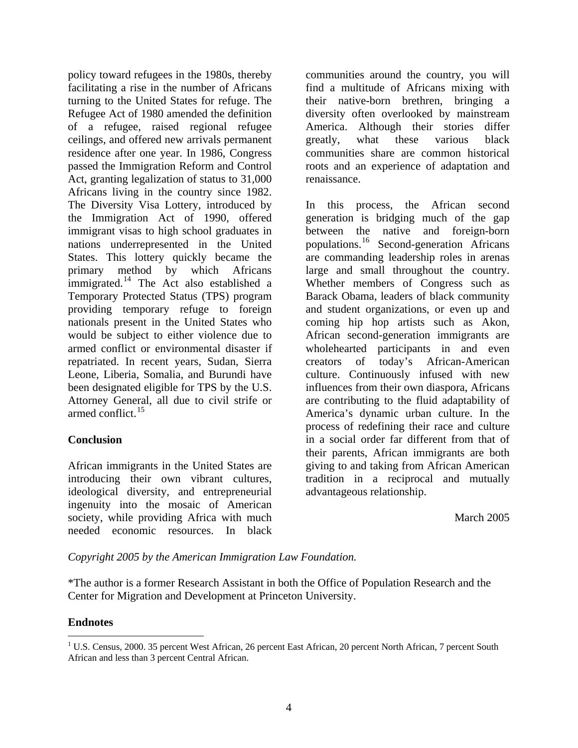policy toward refugees in the 1980s, thereby facilitating a rise in the number of Africans turning to the United States for refuge. The Refugee Act of 1980 amended the definition of a refugee, raised regional refugee ceilings, and offered new arrivals permanent residence after one year. In 1986, Congress passed the Immigration Reform and Control Act, granting legalization of status to 31,000 Africans living in the country since 1982. The Diversity Visa Lottery, introduced by the Immigration Act of 1990, offered immigrant visas to high school graduates in nations underrepresented in the United States. This lottery quickly became the primary method by which Africans immigrated.[14] The Act also established a Temporary Protected Status (TPS) program providing temporary refuge to foreign nationals present in the United States who would be subject to either violence due to armed conflict or environmental disaster if repatriated. In recent years, Sudan, Sierra Leone, Liberia, Somalia, and Burundi have been designated eligible for TPS by the U.S. Attorney General, all due to civil strife or armed conflict.[15]

## Conclusion

African immigrants in the United States are introducing their own vibrant cultures, ideological diversity, and entrepreneurial ingenuity into the mosaic of American society, while providing Africa with much needed economic resources. In black communities around the country, you will find a multitude of Africans mixing with their native-born brethren, bringing a diversity often overlooked by mainstream America. Although their stories differ greatly, what these various black communities share are common historical roots and an experience of adaptation and renaissance.

In this process, the African second generation is bridging much of the gap between the native and foreign-born populations.[16] Second-generation Africans are commanding leadership roles in arenas large and small throughout the country. Whether members of Congress such as Barack Obama, leaders of black community and student organizations, or even up and coming hip hop artists such as Akon, African second-generation immigrants are wholehearted participants in and even creators of today's African-American culture. Continuously infused with new influences from their own diaspora, Africans are contributing to the fluid adaptability of America's dynamic urban culture. In the process of redefining their race and culture in a social order far different from that of their parents, African immigrants are both giving to and taking from African American tradition in a reciprocal and mutually advantageous relationship.

March 2005

*Copyright 2005 by the American Immigration Law Foundation.*

*The author is a former Research Assistant in both the Office of Population Research and the Center for Migration and Development at Princeton University.

## Endnotes

[1] U.S. Census, 2000. 35 percent West African, 26 percent East African, 20 percent North African, 7 percent South African and less than 3 percent Central African.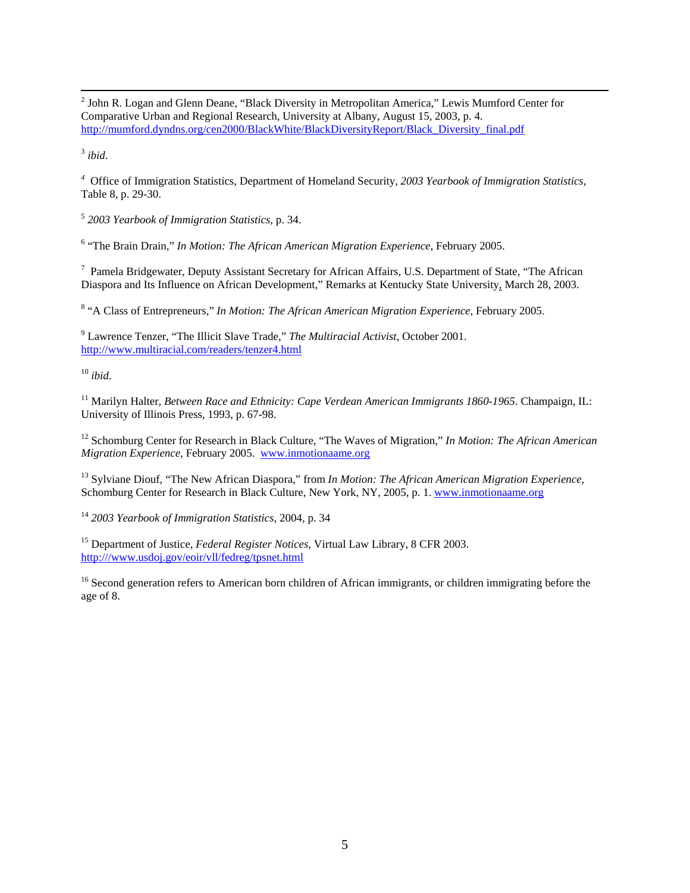[2] John R. Logan and Glenn Deane, "Black Diversity in Metropolitan America," Lewis Mumford Center for Comparative Urban and Regional Research, University at Albany, August 15, 2003, p. 4. http://mumford.dyndns.org/cen2000/BlackWhite/BlackDiversityReport/Black_Diversity_final.pdf

[3] *ibid*.

[4] Office of Immigration Statistics, Department of Homeland Security, *2003 Yearbook of Immigration Statistics*, Table 8, p. 29-30.

[5] *2003 Yearbook of Immigration Statistics*, p. 34.

[6] "The Brain Drain," *In Motion: The African American Migration Experience*, February 2005.

[7] Pamela Bridgewater, Deputy Assistant Secretary for African Affairs, U.S. Department of State, "The African Diaspora and Its Influence on African Development," Remarks at Kentucky State University, March 28, 2003.

[8] "A Class of Entrepreneurs," *In Motion: The African American Migration Experience*, February 2005.

[9] Lawrence Tenzer, "The Illicit Slave Trade," *The Multiracial Activist*, October 2001. http://www.multiracial.com/readers/tenzer4.html

[10] *ibid*.

[11] Marilyn Halter, *Between Race and Ethnicity: Cape Verdean American Immigrants 1860-1965*. Champaign, IL: University of Illinois Press, 1993, p. 67-98.

[12] Schomburg Center for Research in Black Culture, "The Waves of Migration," *In Motion: The African American Migration Experience*, February 2005. www.inmotionaame.org

[13] Sylviane Diouf, "The New African Diaspora," from *In Motion: The African American Migration Experience*, Schomburg Center for Research in Black Culture, New York, NY, 2005, p. 1. www.inmotionaame.org

[14] *2003 Yearbook of Immigration Statistics*, 2004, p. 34

[15] Department of Justice, *Federal Register Notices*, Virtual Law Library, 8 CFR 2003. http:///www.usdoj.gov/eoir/vll/fedreg/tpsnet.html

[16] Second generation refers to American born children of African immigrants, or children immigrating before the age of 8.